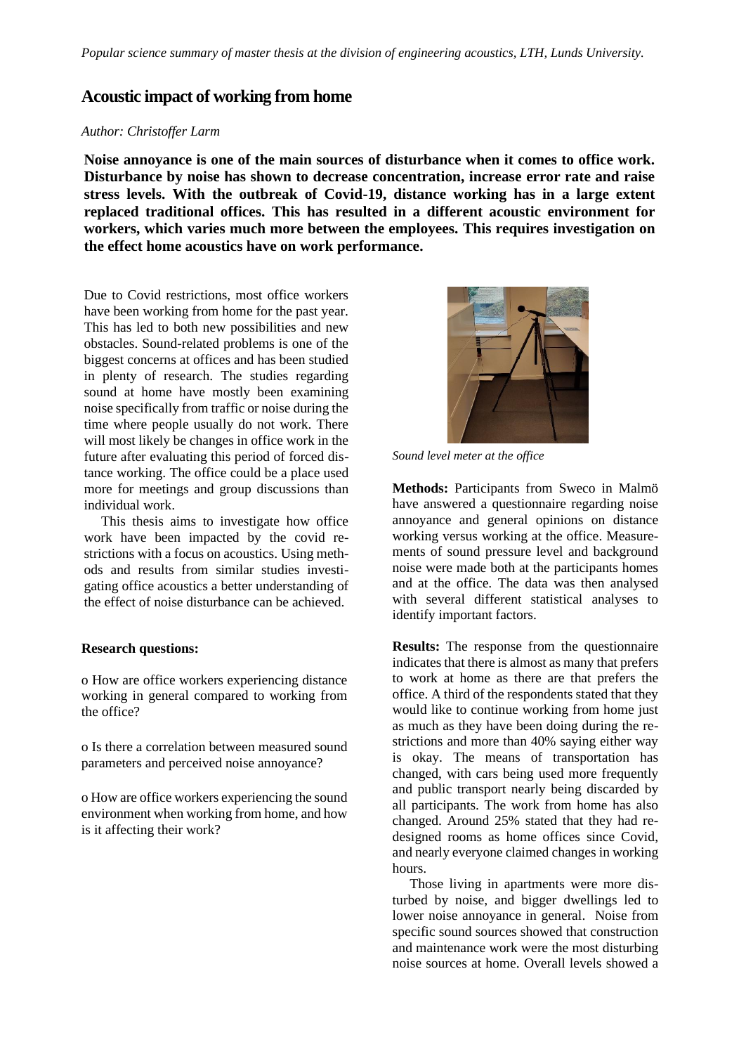*Popular science summary of master thesis at the division of engineering acoustics, LTH, Lunds University.*

# Acoustic impact of working from home

*Author: Christoffer Larm*

**Noise annoyance is one of the main sources of disturbance when it comes to office work. Disturbance by noise has shown to decrease concentration, increase error rate and raise stress levels. With the outbreak of Covid-19, distance working has in a large extent replaced traditional offices. This has resulted in a different acoustic environment for workers, which varies much more between the employees. This requires investigation on the effect home acoustics have on work performance.**

Due to Covid restrictions, most office workers have been working from home for the past year. This has led to both new possibilities and new obstacles. Sound-related problems is one of the biggest concerns at offices and has been studied in plenty of research. The studies regarding sound at home have mostly been examining noise specifically from traffic or noise during the time where people usually do not work. There will most likely be changes in office work in the future after evaluating this period of forced distance working. The office could be a place used more for meetings and group discussions than individual work.

This thesis aims to investigate how office work have been impacted by the covid restrictions with a focus on acoustics. Using methods and results from similar studies investigating office acoustics a better understanding of the effect of noise disturbance can be achieved.

**Research questions:**

o How are office workers experiencing distance working in general compared to working from the office?

o Is there a correlation between measured sound parameters and perceived noise annoyance?

o How are office workers experiencing the sound environment when working from home, and how is it affecting their work?

*Sound level meter at the office*

**Methods:** Participants from Sweco in Malmö have answered a questionnaire regarding noise annoyance and general opinions on distance working versus working at the office. Measurements of sound pressure level and background noise were made both at the participants homes and at the office. The data was then analysed with several different statistical analyses to identify important factors.

**Results:** The response from the questionnaire indicates that there is almost as many that prefers to work at home as there are that prefers the office. A third of the respondents stated that they would like to continue working from home just as much as they have been doing during the restrictions and more than 40% saying either way is okay. The means of transportation has changed, with cars being used more frequently and public transport nearly being discarded by all participants. The work from home has also changed. Around 25% stated that they had redesigned rooms as home offices since Covid, and nearly everyone claimed changes in working hours.

Those living in apartments were more disturbed by noise, and bigger dwellings led to lower noise annoyance in general. Noise from specific sound sources showed that construction and maintenance work were the most disturbing noise sources at home. Overall levels showed a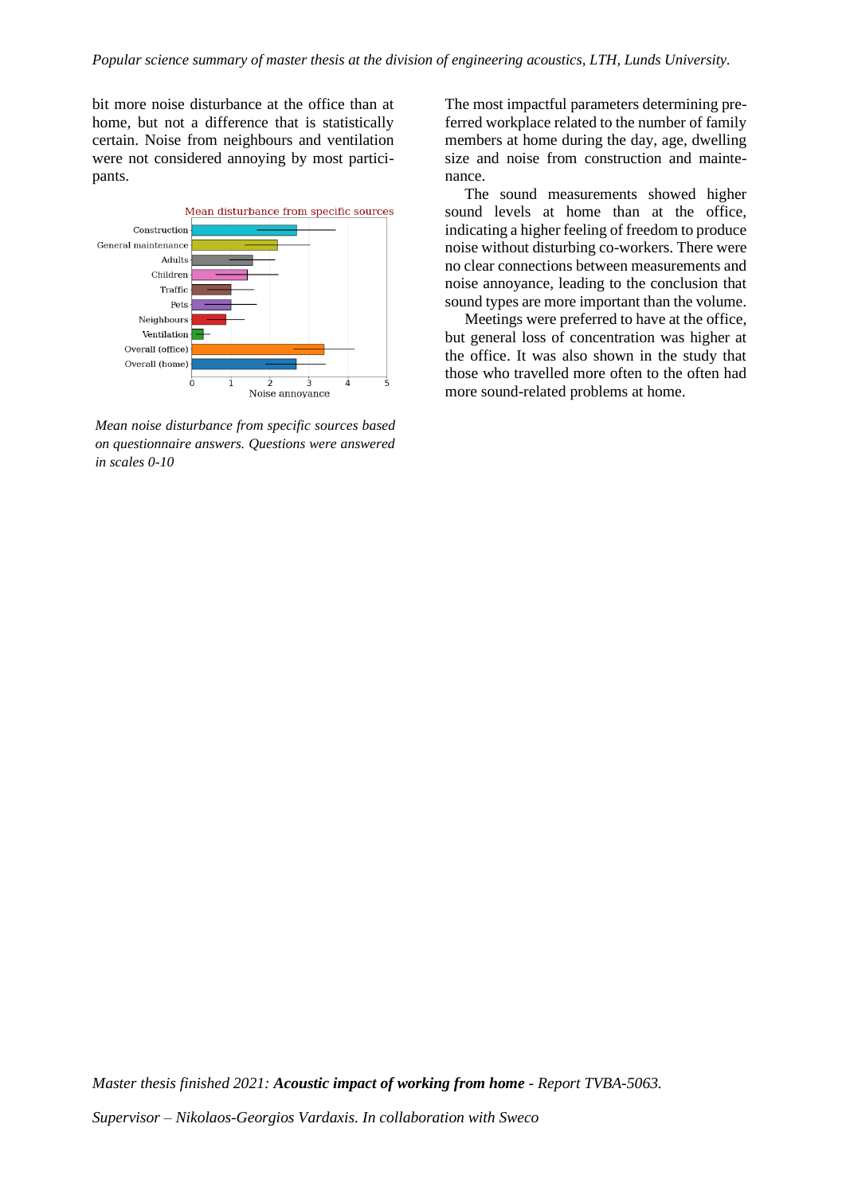bit more noise disturbance at the office than at home, but not a difference that is statistically certain. Noise from neighbours and ventilation were not considered annoying by most participants.

Mean disturbance from specific sources

Construction
General maintenance
Adults
Children
Traffic
Pets
Neighbours
Ventilation
Overall (office)
Overall (home)

0 1 2 3 4 5

Noise annoyance

*Mean noise disturbance from specific sources based on questionnaire answers. Questions were answered in scales 0-10*

The most impactful parameters determining preferred workplace related to the number of family members at home during the day, age, dwelling size and noise from construction and maintenance.

The sound measurements showed higher sound levels at home than at the office, indicating a higher feeling of freedom to produce noise without disturbing co-workers. There were no clear connections between measurements and noise annoyance, leading to the conclusion that sound types are more important than the volume.

Meetings were preferred to have at the office, but general loss of concentration was higher at the office. It was also shown in the study that those who travelled more often to the often had more sound-related problems at home.

*Master thesis finished 2021:* ***Acoustic impact of working from home*** *- Report TVBA-5063.*

*Supervisor – Nikolaos-Georgios Vardaxis. In collaboration with Sweco*